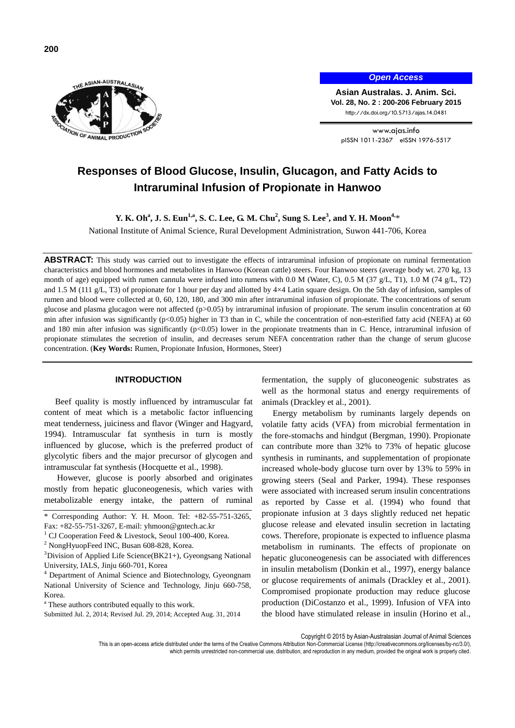# Responses of Blood Glucose, Insulin, Glucagon, and Fatty Acids to Intraruminal Infusion of Propionate in Hanwoo

**Y. K. Oh[a], J. S. Eun[1,a], S. C. Lee, G. M. Chu[2], Sung S. Lee[3], and Y. H. Moon[4,]***

National Institute of Animal Science, Rural Development Administration, Suwon 441-706, Korea

**ABSTRACT:** This study was carried out to investigate the effects of intraruminal infusion of propionate on ruminal fermentation characteristics and blood hormones and metabolites in Hanwoo (Korean cattle) steers. Four Hanwoo steers (average body wt. 270 kg, 13 month of age) equipped with rumen cannula were infused into rumens with 0.0 M (Water, C), 0.5 M (37 g/L, T1), 1.0 M (74 g/L, T2) and 1.5 M (111 g/L, T3) of propionate for 1 hour per day and allotted by 4×4 Latin square design. On the 5th day of infusion, samples of rumen and blood were collected at 0, 60, 120, 180, and 300 min after intraruminal infusion of propionate. The concentrations of serum glucose and plasma glucagon were not affected ($p>0.05$) by intraruminal infusion of propionate. The serum insulin concentration at 60 min after infusion was significantly ($p<0.05$) higher in T3 than in C, while the concentration of non-esterified fatty acid (NEFA) at 60 and 180 min after infusion was significantly ($p<0.05$) lower in the propionate treatments than in C. Hence, intraruminal infusion of propionate stimulates the secretion of insulin, and decreases serum NEFA concentration rather than the change of serum glucose concentration. (**Key Words:** Rumen, Propionate Infusion, Hormones, Steer)

## INTRODUCTION

Beef quality is mostly influenced by intramuscular fat content of meat which is a metabolic factor influencing meat tenderness, juiciness and flavor (Winger and Hagyard, 1994). Intramuscular fat synthesis in turn is mostly influenced by glucose, which is the preferred product of glycolytic fibers and the major precursor of glycogen and intramuscular fat synthesis (Hocquette et al., 1998).

However, glucose is poorly absorbed and originates mostly from hepatic gluconeogenesis, which varies with metabolizable energy intake, the pattern of ruminal fermentation, the supply of gluconeogenic substrates as well as the hormonal status and energy requirements of animals (Drackley et al., 2001).

Energy metabolism by ruminants largely depends on volatile fatty acids (VFA) from microbial fermentation in the fore-stomachs and hindgut (Bergman, 1990). Propionate can contribute more than 32% to 73% of hepatic glucose synthesis in ruminants, and supplementation of propionate increased whole-body glucose turn over by 13% to 59% in growing steers (Seal and Parker, 1994). These responses were associated with increased serum insulin concentrations as reported by Casse et al. (1994) who found that propionate infusion at 3 days slightly reduced net hepatic glucose release and elevated insulin secretion in lactating cows. Therefore, propionate is expected to influence plasma metabolism in ruminants. The effects of propionate on hepatic gluconeogenesis can be associated with differences in insulin metabolism (Donkin et al., 1997), energy balance or glucose requirements of animals (Drackley et al., 2001). Compromised propionate production may reduce glucose production (DiCostanzo et al., 1999). Infusion of VFA into the blood have stimulated release in insulin (Horino et al.,

---

* Corresponding Author: Y. H. Moon. Tel: +82-55-751-3265, Fax: +82-55-751-3267, E-mail: yhmoon@gntech.ac.kr

[1] CJ Cooperation Feed & Livestock, Seoul 100-400, Korea.

[2] NongHyuopFeed INC, Busan 608-828, Korea.

[3] Division of Applied Life Science(BK21+), Gyeongsang National University, IALS, Jinju 660-701, Korea

[4] Department of Animal Science and Biotechnology, Gyeongnam National University of Science and Technology, Jinju 660-758, Korea.

[a] These authors contributed equally to this work.

Submitted Jul. 2, 2014; Revised Jul. 29, 2014; Accepted Aug. 31, 2014

Copyright © 2015 by Asian-Australasian Journal of Animal Sciences

This is an open-access article distributed under the terms of the Creative Commons Attribution Non-Commercial License (http://creativecommons.org/licenses/by-nc/3.0/), which permits unrestricted non-commercial use, distribution, and reproduction in any medium, provided the original work is properly cited.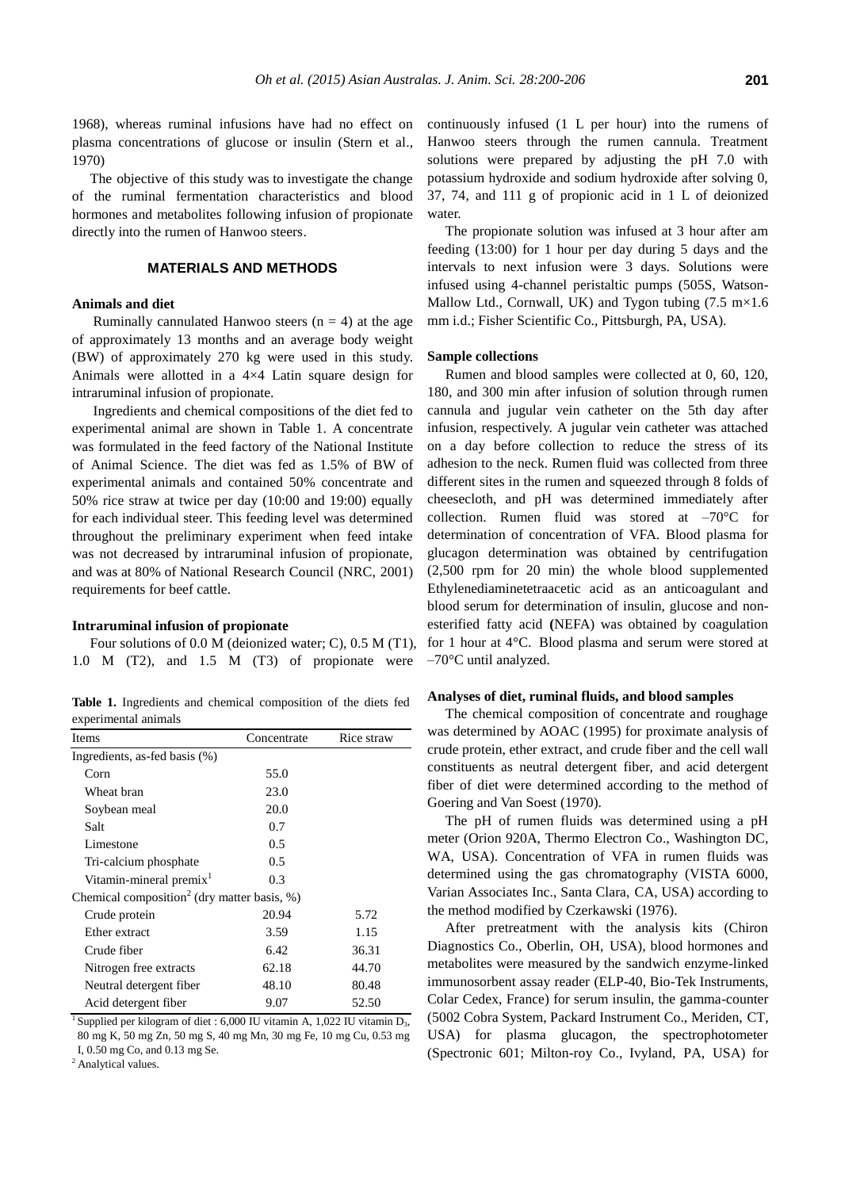1968), whereas ruminal infusions have had no effect on plasma concentrations of glucose or insulin (Stern et al., 1970)

The objective of this study was to investigate the change of the ruminal fermentation characteristics and blood hormones and metabolites following infusion of propionate directly into the rumen of Hanwoo steers.

## MATERIALS AND METHODS

### Animals and diet

Ruminally cannulated Hanwoo steers (n = 4) at the age of approximately 13 months and an average body weight (BW) of approximately 270 kg were used in this study. Animals were allotted in a 4×4 Latin square design for intraruminal infusion of propionate.

Ingredients and chemical compositions of the diet fed to experimental animal are shown in Table 1. A concentrate was formulated in the feed factory of the National Institute of Animal Science. The diet was fed as 1.5% of BW of experimental animals and contained 50% concentrate and 50% rice straw at twice per day (10:00 and 19:00) equally for each individual steer. This feeding level was determined throughout the preliminary experiment when feed intake was not decreased by intraruminal infusion of propionate, and was at 80% of National Research Council (NRC, 2001) requirements for beef cattle.

### Intraruminal infusion of propionate

Four solutions of 0.0 M (deionized water; C), 0.5 M (T1), 1.0 M (T2), and 1.5 M (T3) of propionate were continuously infused (1 L per hour) into the rumens of Hanwoo steers through the rumen cannula. Treatment solutions were prepared by adjusting the pH 7.0 with potassium hydroxide and sodium hydroxide after solving 0, 37, 74, and 111 g of propionic acid in 1 L of deionized water.

The propionate solution was infused at 3 hour after am feeding (13:00) for 1 hour per day during 5 days and the intervals to next infusion were 3 days. Solutions were infused using 4-channel peristaltic pumps (505S, Watson-Mallow Ltd., Cornwall, UK) and Tygon tubing (7.5 m×1.6 mm i.d.; Fisher Scientific Co., Pittsburgh, PA, USA).

**Table 1.** Ingredients and chemical composition of the diets fed experimental animals

| Items | Concentrate | Rice straw |
|---|---|---|
| Ingredients, as-fed basis (%) | | |
| Corn | 55.0 | |
| Wheat bran | 23.0 | |
| Soybean meal | 20.0 | |
| Salt | 0.7 | |
| Limestone | 0.5 | |
| Tri-calcium phosphate | 0.5 | |
| Vitamin-mineral premix[1] | 0.3 | |
| Chemical composition[2] (dry matter basis, %) | | |
| Crude protein | 20.94 | 5.72 |
| Ether extract | 3.59 | 1.15 |
| Crude fiber | 6.42 | 36.31 |
| Nitrogen free extracts | 62.18 | 44.70 |
| Neutral detergent fiber | 48.10 | 80.48 |
| Acid detergent fiber | 9.07 | 52.50 |

[1] Supplied per kilogram of diet : 6,000 IU vitamin A, 1,022 IU vitamin $D_3$, 80 mg K, 50 mg Zn, 50 mg S, 40 mg Mn, 30 mg Fe, 10 mg Cu, 0.53 mg I, 0.50 mg Co, and 0.13 mg Se.

[2] Analytical values.

### Sample collections

Rumen and blood samples were collected at 0, 60, 120, 180, and 300 min after infusion of solution through rumen cannula and jugular vein catheter on the 5th day after infusion, respectively. A jugular vein catheter was attached on a day before collection to reduce the stress of its adhesion to the neck. Rumen fluid was collected from three different sites in the rumen and squeezed through 8 folds of cheesecloth, and pH was determined immediately after collection. Rumen fluid was stored at –70°C for determination of concentration of VFA. Blood plasma for glucagon determination was obtained by centrifugation (2,500 rpm for 20 min) the whole blood supplemented Ethylenediaminetetraacetic acid as an anticoagulant and blood serum for determination of insulin, glucose and non-esterified fatty acid **(**NEFA) was obtained by coagulation for 1 hour at 4°C. Blood plasma and serum were stored at –70°C until analyzed.

### Analyses of diet, ruminal fluids, and blood samples

The chemical composition of concentrate and roughage was determined by AOAC (1995) for proximate analysis of crude protein, ether extract, and crude fiber and the cell wall constituents as neutral detergent fiber, and acid detergent fiber of diet were determined according to the method of Goering and Van Soest (1970).

The pH of rumen fluids was determined using a pH meter (Orion 920A, Thermo Electron Co., Washington DC, WA, USA). Concentration of VFA in rumen fluids was determined using the gas chromatography (VISTA 6000, Varian Associates Inc., Santa Clara, CA, USA) according to the method modified by Czerkawski (1976).

After pretreatment with the analysis kits (Chiron Diagnostics Co., Oberlin, OH, USA), blood hormones and metabolites were measured by the sandwich enzyme-linked immunosorbent assay reader (ELP-40, Bio-Tek Instruments, Colar Cedex, France) for serum insulin, the gamma-counter (5002 Cobra System, Packard Instrument Co., Meriden, CT, USA) for plasma glucagon, the spectrophotometer (Spectronic 601; Milton-roy Co., Ivyland, PA, USA) for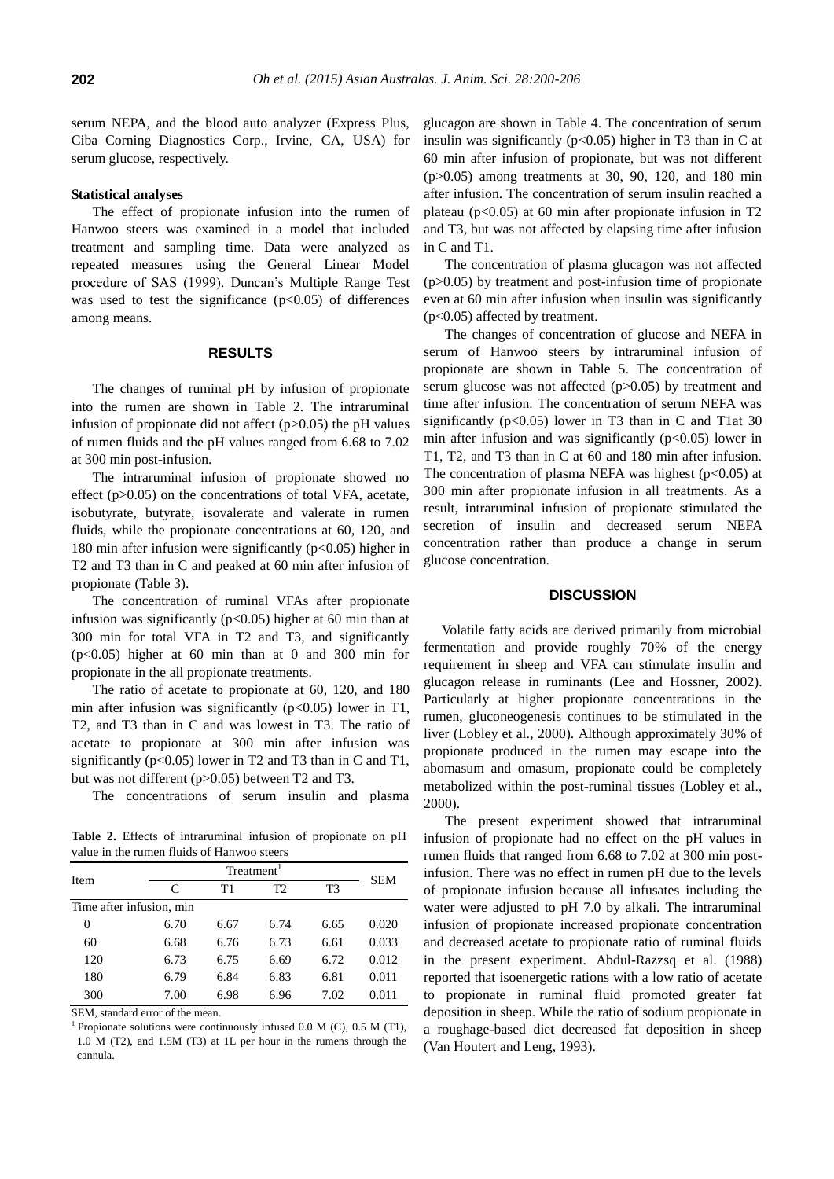serum NEPA, and the blood auto analyzer (Express Plus, Ciba Corning Diagnostics Corp., Irvine, CA, USA) for serum glucose, respectively.

**Statistical analyses**

The effect of propionate infusion into the rumen of Hanwoo steers was examined in a model that included treatment and sampling time. Data were analyzed as repeated measures using the General Linear Model procedure of SAS (1999). Duncan's Multiple Range Test was used to test the significance ($p<0.05$) of differences among means.

## RESULTS

The changes of ruminal pH by infusion of propionate into the rumen are shown in Table 2. The intraruminal infusion of propionate did not affect ($p>0.05$) the pH values of rumen fluids and the pH values ranged from 6.68 to 7.02 at 300 min post-infusion.

The intraruminal infusion of propionate showed no effect ($p>0.05$) on the concentrations of total VFA, acetate, isobutyrate, butyrate, isovalerate and valerate in rumen fluids, while the propionate concentrations at 60, 120, and 180 min after infusion were significantly ($p<0.05$) higher in T2 and T3 than in C and peaked at 60 min after infusion of propionate (Table 3).

The concentration of ruminal VFAs after propionate infusion was significantly ($p<0.05$) higher at 60 min than at 300 min for total VFA in T2 and T3, and significantly ($p<0.05$) higher at 60 min than at 0 and 300 min for propionate in the all propionate treatments.

The ratio of acetate to propionate at 60, 120, and 180 min after infusion was significantly ($p<0.05$) lower in T1, T2, and T3 than in C and was lowest in T3. The ratio of acetate to propionate at 300 min after infusion was significantly ($p<0.05$) lower in T2 and T3 than in C and T1, but was not different ($p>0.05$) between T2 and T3.

The concentrations of serum insulin and plasma glucagon are shown in Table 4. The concentration of serum insulin was significantly ($p<0.05$) higher in T3 than in C at 60 min after infusion of propionate, but was not different ($p>0.05$) among treatments at 30, 90, 120, and 180 min after infusion. The concentration of serum insulin reached a plateau ($p<0.05$) at 60 min after propionate infusion in T2 and T3, but was not affected by elapsing time after infusion in C and T1.

The concentration of plasma glucagon was not affected ($p>0.05$) by treatment and post-infusion time of propionate even at 60 min after infusion when insulin was significantly ($p<0.05$) affected by treatment.

The changes of concentration of glucose and NEFA in serum of Hanwoo steers by intraruminal infusion of propionate are shown in Table 5. The concentration of serum glucose was not affected ($p>0.05$) by treatment and time after infusion. The concentration of serum NEFA was significantly ($p<0.05$) lower in T3 than in C and T1at 30 min after infusion and was significantly ($p<0.05$) lower in T1, T2, and T3 than in C at 60 and 180 min after infusion. The concentration of plasma NEFA was highest ($p<0.05$) at 300 min after propionate infusion in all treatments. As a result, intraruminal infusion of propionate stimulated the secretion of insulin and decreased serum NEFA concentration rather than produce a change in serum glucose concentration.

**Table 2.** Effects of intraruminal infusion of propionate on pH value in the rumen fluids of Hanwoo steers

| Item | Treatment[1] | | | | SEM |
|---|---|---|---|---|---|
| | C | T1 | T2 | T3 | |
| Time after infusion, min | | | | | |
| 0 | 6.70 | 6.67 | 6.74 | 6.65 | 0.020 |
| 60 | 6.68 | 6.76 | 6.73 | 6.61 | 0.033 |
| 120 | 6.73 | 6.75 | 6.69 | 6.72 | 0.012 |
| 180 | 6.79 | 6.84 | 6.83 | 6.81 | 0.011 |
| 300 | 7.00 | 6.98 | 6.96 | 7.02 | 0.011 |

SEM, standard error of the mean.

[1] Propionate solutions were continuously infused 0.0 M (C), 0.5 M (T1), 1.0 M (T2), and 1.5M (T3) at 1L per hour in the rumens through the cannula.

## DISCUSSION

Volatile fatty acids are derived primarily from microbial fermentation and provide roughly 70% of the energy requirement in sheep and VFA can stimulate insulin and glucagon release in ruminants (Lee and Hossner, 2002). Particularly at higher propionate concentrations in the rumen, gluconeogenesis continues to be stimulated in the liver (Lobley et al., 2000). Although approximately 30% of propionate produced in the rumen may escape into the abomasum and omasum, propionate could be completely metabolized within the post-ruminal tissues (Lobley et al., 2000).

The present experiment showed that intraruminal infusion of propionate had no effect on the pH values in rumen fluids that ranged from 6.68 to 7.02 at 300 min post-infusion. There was no effect in rumen pH due to the levels of propionate infusion because all infusates including the water were adjusted to pH 7.0 by alkali. The intraruminal infusion of propionate increased propionate concentration and decreased acetate to propionate ratio of ruminal fluids in the present experiment. Abdul-Razzsq et al. (1988) reported that isoenergetic rations with a low ratio of acetate to propionate in ruminal fluid promoted greater fat deposition in sheep. While the ratio of sodium propionate in a roughage-based diet decreased fat deposition in sheep (Van Houtert and Leng, 1993).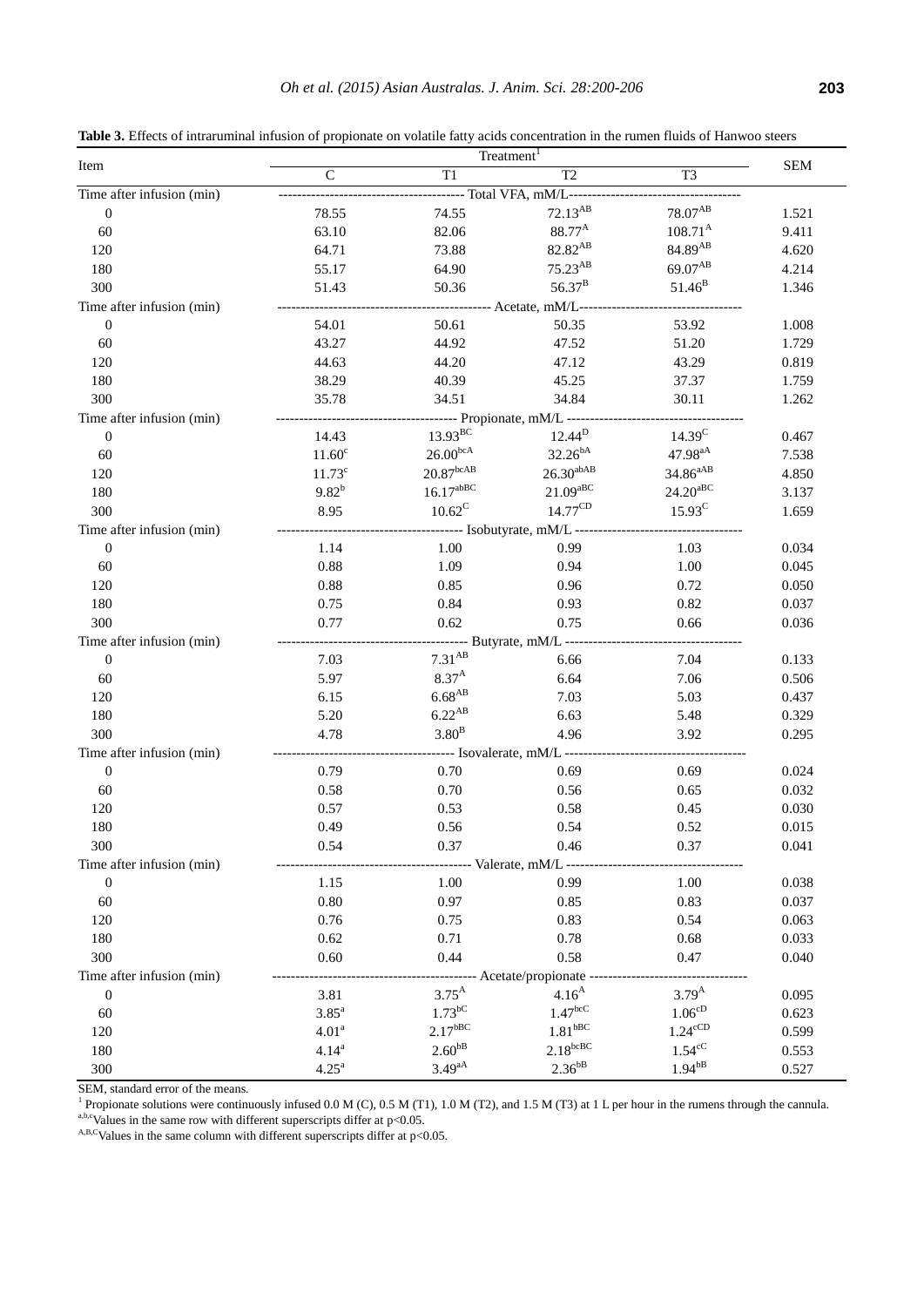**Table 3.** Effects of intraruminal infusion of propionate on volatile fatty acids concentration in the rumen fluids of Hanwoo steers

| Item | Treatment[1] | | | | SEM |
|---|---|---|---|---|---|
| | C | T1 | T2 | T3 | |
| Time after infusion (min) | Total VFA, mM/L | | | | |
| 0 | 78.55 | 74.55 | 72.13$^{AB}$ | 78.07$^{AB}$ | 1.521 |
| 60 | 63.10 | 82.06 | 88.77$^{A}$ | 108.71$^{A}$ | 9.411 |
| 120 | 64.71 | 73.88 | 82.82$^{AB}$ | 84.89$^{AB}$ | 4.620 |
| 180 | 55.17 | 64.90 | 75.23$^{AB}$ | 69.07$^{AB}$ | 4.214 |
| 300 | 51.43 | 50.36 | 56.37$^{B}$ | 51.46$^{B}$ | 1.346 |
| Time after infusion (min) | Acetate, mM/L | | | | |
| 0 | 54.01 | 50.61 | 50.35 | 53.92 | 1.008 |
| 60 | 43.27 | 44.92 | 47.52 | 51.20 | 1.729 |
| 120 | 44.63 | 44.20 | 47.12 | 43.29 | 0.819 |
| 180 | 38.29 | 40.39 | 45.25 | 37.37 | 1.759 |
| 300 | 35.78 | 34.51 | 34.84 | 30.11 | 1.262 |
| Time after infusion (min) | Propionate, mM/L | | | | |
| 0 | 14.43 | 13.93$^{BC}$ | 12.44$^{D}$ | 14.39$^{C}$ | 0.467 |
| 60 | 11.60$^{c}$ | 26.00$^{bcA}$ | 32.26$^{bA}$ | 47.98$^{aA}$ | 7.538 |
| 120 | 11.73$^{c}$ | 20.87$^{bcAB}$ | 26.30$^{abAB}$ | 34.86$^{aAB}$ | 4.850 |
| 180 | 9.82$^{b}$ | 16.17$^{abBC}$ | 21.09$^{aBC}$ | 24.20$^{aBC}$ | 3.137 |
| 300 | 8.95 | 10.62$^{C}$ | 14.77$^{CD}$ | 15.93$^{C}$ | 1.659 |
| Time after infusion (min) | Isobutyrate, mM/L | | | | |
| 0 | 1.14 | 1.00 | 0.99 | 1.03 | 0.034 |
| 60 | 0.88 | 1.09 | 0.94 | 1.00 | 0.045 |
| 120 | 0.88 | 0.85 | 0.96 | 0.72 | 0.050 |
| 180 | 0.75 | 0.84 | 0.93 | 0.82 | 0.037 |
| 300 | 0.77 | 0.62 | 0.75 | 0.66 | 0.036 |
| Time after infusion (min) | Butyrate, mM/L | | | | |
| 0 | 7.03 | 7.31$^{AB}$ | 6.66 | 7.04 | 0.133 |
| 60 | 5.97 | 8.37$^{A}$ | 6.64 | 7.06 | 0.506 |
| 120 | 6.15 | 6.68$^{AB}$ | 7.03 | 5.03 | 0.437 |
| 180 | 5.20 | 6.22$^{AB}$ | 6.63 | 5.48 | 0.329 |
| 300 | 4.78 | 3.80$^{B}$ | 4.96 | 3.92 | 0.295 |
| Time after infusion (min) | Isovalerate, mM/L | | | | |
| 0 | 0.79 | 0.70 | 0.69 | 0.69 | 0.024 |
| 60 | 0.58 | 0.70 | 0.56 | 0.65 | 0.032 |
| 120 | 0.57 | 0.53 | 0.58 | 0.45 | 0.030 |
| 180 | 0.49 | 0.56 | 0.54 | 0.52 | 0.015 |
| 300 | 0.54 | 0.37 | 0.46 | 0.37 | 0.041 |
| Time after infusion (min) | Valerate, mM/L | | | | |
| 0 | 1.15 | 1.00 | 0.99 | 1.00 | 0.038 |
| 60 | 0.80 | 0.97 | 0.85 | 0.83 | 0.037 |
| 120 | 0.76 | 0.75 | 0.83 | 0.54 | 0.063 |
| 180 | 0.62 | 0.71 | 0.78 | 0.68 | 0.033 |
| 300 | 0.60 | 0.44 | 0.58 | 0.47 | 0.040 |
| Time after infusion (min) | Acetate/propionate | | | | |
| 0 | 3.81 | 3.75$^{A}$ | 4.16$^{A}$ | 3.79$^{A}$ | 0.095 |
| 60 | 3.85$^{a}$ | 1.73$^{bC}$ | 1.47$^{bcC}$ | 1.06$^{cD}$ | 0.623 |
| 120 | 4.01$^{a}$ | 2.17$^{bBC}$ | 1.81$^{bBC}$ | 1.24$^{cCD}$ | 0.599 |
| 180 | 4.14$^{a}$ | 2.60$^{bB}$ | 2.18$^{bcBC}$ | 1.54$^{cC}$ | 0.553 |
| 300 | 4.25$^{a}$ | 3.49$^{aA}$ | 2.36$^{bB}$ | 1.94$^{bB}$ | 0.527 |

SEM, standard error of the means.

[1] Propionate solutions were continuously infused 0.0 M (C), 0.5 M (T1), 1.0 M (T2), and 1.5 M (T3) at 1 L per hour in the rumens through the cannula.

[a,b,c] Values in the same row with different superscripts differ at $p<0.05$.

[A,B,C] Values in the same column with different superscripts differ at $p<0.05$.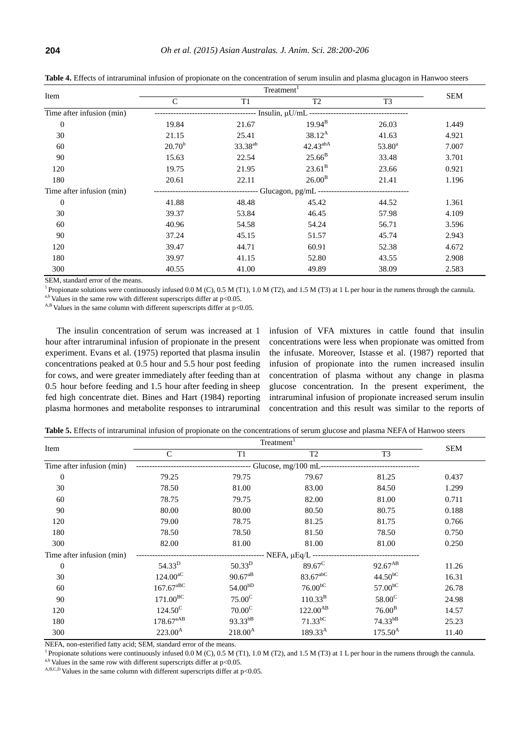**Table 4.** Effects of intraruminal infusion of propionate on the concentration of serum insulin and plasma glucagon in Hanwoo steers

| Item | Treatment[1] | | | | SEM |
|---|---|---|---|---|---|
| | C | T1 | T2 | T3 | |
| Time after infusion (min) | Insulin, μU/mL | | | | |
| 0 | 19.84 | 21.67 | 19.94[B] | 26.03 | 1.449 |
| 30 | 21.15 | 25.41 | 38.12[A] | 41.63 | 4.921 |
| 60 | 20.70[b] | 33.38[ab] | 42.43[abA] | 53.80[a] | 7.007 |
| 90 | 15.63 | 22.54 | 25.66[B] | 33.48 | 3.701 |
| 120 | 19.75 | 21.95 | 23.61[B] | 23.66 | 0.921 |
| 180 | 20.61 | 22.11 | 26.00[B] | 21.41 | 1.196 |
| Time after infusion (min) | Glucagon, pg/mL | | | | |
| 0 | 41.88 | 48.48 | 45.42 | 44.52 | 1.361 |
| 30 | 39.37 | 53.84 | 46.45 | 57.98 | 4.109 |
| 60 | 40.96 | 54.58 | 54.24 | 56.71 | 3.596 |
| 90 | 37.24 | 45.15 | 51.57 | 45.74 | 2.943 |
| 120 | 39.47 | 44.71 | 60.91 | 52.38 | 4.672 |
| 180 | 39.97 | 41.15 | 52.80 | 43.55 | 2.908 |
| 300 | 40.55 | 41.00 | 49.89 | 38.09 | 2.583 |

SEM, standard error of the means.
[1] Propionate solutions were continuously infused 0.0 M (C), 0.5 M (T1), 1.0 M (T2), and 1.5 M (T3) at 1 L per hour in the rumens through the cannula.
[a,b] Values in the same row with different superscripts differ at $p<0.05$.
[A,B] Values in the same column with different superscripts differ at $p<0.05$.

The insulin concentration of serum was increased at 1 hour after intraruminal infusion of propionate in the present experiment. Evans et al. (1975) reported that plasma insulin concentrations peaked at 0.5 hour and 5.5 hour post feeding for cows, and were greater immediately after feeding than at 0.5 hour before feeding and 1.5 hour after feeding in sheep fed high concentrate diet. Bines and Hart (1984) reporting plasma hormones and metabolite responses to intraruminal infusion of VFA mixtures in cattle found that insulin concentrations were less when propionate was omitted from the infusate. Moreover, Istasse et al. (1987) reported that infusion of propionate into the rumen increased insulin concentration of plasma without any change in plasma glucose concentration. In the present experiment, the intraruminal infusion of propionate increased serum insulin concentration and this result was similar to the reports of

**Table 5.** Effects of intraruminal infusion of propionate on the concentrations of serum glucose and plasma NEFA of Hanwoo steers

| Item | Treatment[1] | | | | SEM |
|---|---|---|---|---|---|
| | C | T1 | T2 | T3 | |
| Time after infusion (min) | Glucose, mg/100 mL | | | | |
| 0 | 79.25 | 79.75 | 79.67 | 81.25 | 0.437 |
| 30 | 78.50 | 81.00 | 83.00 | 84.50 | 1.299 |
| 60 | 78.75 | 79.75 | 82.00 | 81.00 | 0.711 |
| 90 | 80.00 | 80.00 | 80.50 | 80.75 | 0.188 |
| 120 | 79.00 | 78.75 | 81.25 | 81.75 | 0.766 |
| 180 | 78.50 | 78.50 | 81.50 | 78.50 | 0.750 |
| 300 | 82.00 | 81.00 | 81.00 | 81.00 | 0.250 |
| Time after infusion (min) | NEFA, μEq/L | | | | |
| 0 | 54.33[D] | 50.33[D] | 89.67[C] | 92.67[AB] | 11.26 |
| 30 | 124.00[aC] | 90.67[aB] | 83.67[abC] | 44.50[bC] | 16.31 |
| 60 | 167.67[aBC] | 54.00[bD] | 76.00[bC] | 57.00[bC] | 26.78 |
| 90 | 171.00[BC] | 75.00[C] | 110.33[B] | 58.00[C] | 24.98 |
| 120 | 124.50[C] | 70.00[C] | 122.00[AB] | 76.00[B] | 14.57 |
| 180 | 178.67[aAB] | 93.33[bB] | 71.33[bC] | 74.33[bB] | 25.23 |
| 300 | 223.00[A] | 218.00[A] | 189.33[A] | 175.50[A] | 11.40 |

NEFA, non-esterified fatty acid; SEM, standard error of the means.
[1] Propionate solutions were continuously infused 0.0 M (C), 0.5 M (T1), 1.0 M (T2), and 1.5 M (T3) at 1 L per hour in the rumens through the cannula.
[a,b] Values in the same row with different superscripts differ at $p<0.05$.
[A,B,C,D] Values in the same column with different superscripts differ at $p<0.05$.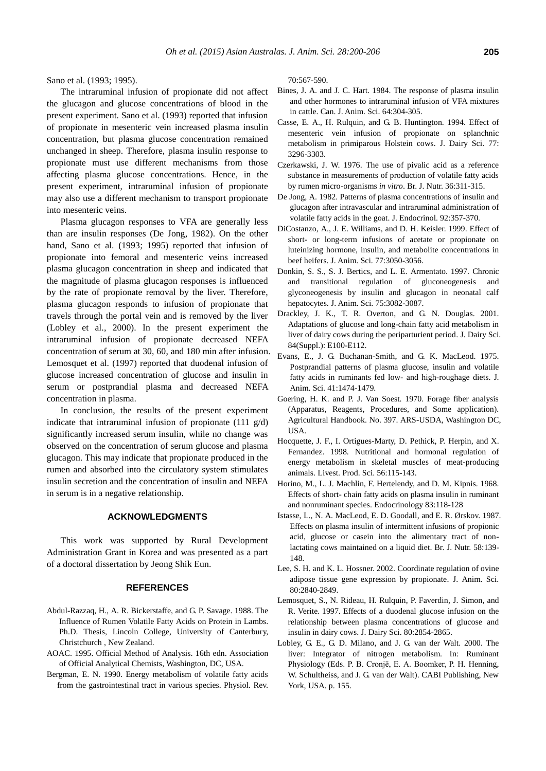Sano et al. (1993; 1995).

The intraruminal infusion of propionate did not affect the glucagon and glucose concentrations of blood in the present experiment. Sano et al. (1993) reported that infusion of propionate in mesenteric vein increased plasma insulin concentration, but plasma glucose concentration remained unchanged in sheep. Therefore, plasma insulin response to propionate must use different mechanisms from those affecting plasma glucose concentrations. Hence, in the present experiment, intraruminal infusion of propionate may also use a different mechanism to transport propionate into mesenteric veins.

Plasma glucagon responses to VFA are generally less than are insulin responses (De Jong, 1982). On the other hand, Sano et al. (1993; 1995) reported that infusion of propionate into femoral and mesenteric veins increased plasma glucagon concentration in sheep and indicated that the magnitude of plasma glucagon responses is influenced by the rate of propionate removal by the liver. Therefore, plasma glucagon responds to infusion of propionate that travels through the portal vein and is removed by the liver (Lobley et al., 2000). In the present experiment the intraruminal infusion of propionate decreased NEFA concentration of serum at 30, 60, and 180 min after infusion. Lemosquet et al. (1997) reported that duodenal infusion of glucose increased concentration of glucose and insulin in serum or postprandial plasma and decreased NEFA concentration in plasma.

In conclusion, the results of the present experiment indicate that intraruminal infusion of propionate (111 g/d) significantly increased serum insulin, while no change was observed on the concentration of serum glucose and plasma glucagon. This may indicate that propionate produced in the rumen and absorbed into the circulatory system stimulates insulin secretion and the concentration of insulin and NEFA in serum is in a negative relationship.

## ACKNOWLEDGMENTS

This work was supported by Rural Development Administration Grant in Korea and was presented as a part of a doctoral dissertation by Jeong Shik Eun.

## REFERENCES

Abdul-Razzaq, H., A. R. Bickerstaffe, and G. P. Savage. 1988. The Influence of Rumen Volatile Fatty Acids on Protein in Lambs. Ph.D. Thesis, Lincoln College, University of Canterbury, Christchurch , New Zealand.

AOAC. 1995. Official Method of Analysis. 16th edn. Association of Official Analytical Chemists, Washington, DC, USA.

Bergman, E. N. 1990. Energy metabolism of volatile fatty acids from the gastrointestinal tract in various species. Physiol. Rev. 70:567-590.

Bines, J. A. and J. C. Hart. 1984. The response of plasma insulin and other hormones to intraruminal infusion of VFA mixtures in cattle. Can. J. Anim. Sci. 64:304-305.

Casse, E. A., H. Rulquin, and G. B. Huntington. 1994. Effect of mesenteric vein infusion of propionate on splanchnic metabolism in primiparous Holstein cows. J. Dairy Sci. 77: 3296-3303.

Czerkawski, J. W. 1976. The use of pivalic acid as a reference substance in measurements of production of volatile fatty acids by rumen micro-organisms *in vitro*. Br. J. Nutr. 36:311-315.

De Jong, A. 1982. Patterns of plasma concentrations of insulin and glucagon after intravascular and intraruminal administration of volatile fatty acids in the goat. J. Endocrinol. 92:357-370.

DiCostanzo, A., J. E. Williams, and D. H. Keisler. 1999. Effect of short- or long-term infusions of acetate or propionate on luteinizing hormone, insulin, and metabolite concentrations in beef heifers. J. Anim. Sci. 77:3050-3056.

Donkin, S. S., S. J. Bertics, and L. E. Armentato. 1997. Chronic and transitional regulation of gluconeogenesis and glyconeogenesis by insulin and glucagon in neonatal calf hepatocytes. J. Anim. Sci. 75:3082-3087.

Drackley, J. K., T. R. Overton, and G. N. Douglas. 2001. Adaptations of glucose and long-chain fatty acid metabolism in liver of dairy cows during the periparturient period. J. Dairy Sci. 84(Suppl.): E100-E112.

Evans, E., J. G. Buchanan-Smith, and G. K. MacLeod. 1975. Postprandial patterns of plasma glucose, insulin and volatile fatty acids in ruminants fed low- and high-roughage diets. J. Anim. Sci. 41:1474-1479.

Goering, H. K. and P. J. Van Soest. 1970. Forage fiber analysis (Apparatus, Reagents, Procedures, and Some application). Agricultural Handbook. No. 397. ARS-USDA, Washington DC, USA.

Hocquette, J. F., I. Ortigues-Marty, D. Pethick, P. Herpin, and X. Fernandez. 1998. Nutritional and hormonal regulation of energy metabolism in skeletal muscles of meat-producing animals. Livest. Prod. Sci. 56:115-143.

Horino, M., L. J. Machlin, F. Hertelendy, and D. M. Kipnis. 1968. Effects of short- chain fatty acids on plasma insulin in ruminant and nonruminant species. Endocrinology 83:118-128

Istasse, L., N. A. MacLeod, E. D. Goodall, and E. R. Ørskov. 1987. Effects on plasma insulin of intermittent infusions of propionic acid, glucose or casein into the alimentary tract of non-lactating cows maintained on a liquid diet. Br. J. Nutr. 58:139-148.

Lee, S. H. and K. L. Hossner. 2002. Coordinate regulation of ovine adipose tissue gene expression by propionate. J. Anim. Sci. 80:2840-2849.

Lemosquet, S., N. Rideau, H. Rulquin, P. Faverdin, J. Simon, and R. Verite. 1997. Effects of a duodenal glucose infusion on the relationship between plasma concentrations of glucose and insulin in dairy cows. J. Dairy Sci. 80:2854-2865.

Lobley, G. E., G. D. Milano, and J. G. van der Walt. 2000. The liver: Integrator of nitrogen metabolism. In: Ruminant Physiology (Eds. P. B. Cronjē, E. A. Boomker, P. H. Henning, W. Schultheiss, and J. G. van der Walt). CABI Publishing, New York, USA. p. 155.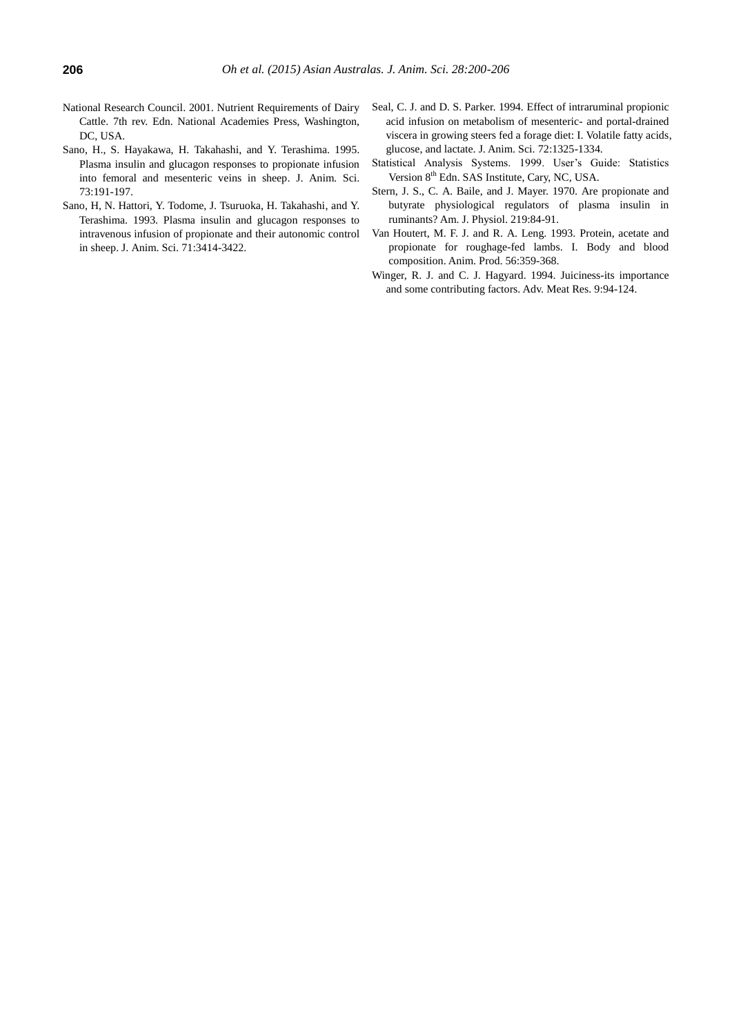National Research Council. 2001. Nutrient Requirements of Dairy Cattle. 7th rev. Edn. National Academies Press, Washington, DC, USA.

Sano, H., S. Hayakawa, H. Takahashi, and Y. Terashima. 1995. Plasma insulin and glucagon responses to propionate infusion into femoral and mesenteric veins in sheep. J. Anim. Sci. 73:191-197.

Sano, H, N. Hattori, Y. Todome, J. Tsuruoka, H. Takahashi, and Y. Terashima. 1993. Plasma insulin and glucagon responses to intravenous infusion of propionate and their autonomic control in sheep. J. Anim. Sci. 71:3414-3422.

Seal, C. J. and D. S. Parker. 1994. Effect of intraruminal propionic acid infusion on metabolism of mesenteric- and portal-drained viscera in growing steers fed a forage diet: I. Volatile fatty acids, glucose, and lactate. J. Anim. Sci. 72:1325-1334.

Statistical Analysis Systems. 1999. User's Guide: Statistics Version 8th Edn. SAS Institute, Cary, NC, USA.

Stern, J. S., C. A. Baile, and J. Mayer. 1970. Are propionate and butyrate physiological regulators of plasma insulin in ruminants? Am. J. Physiol. 219:84-91.

Van Houtert, M. F. J. and R. A. Leng. 1993. Protein, acetate and propionate for roughage-fed lambs. I. Body and blood composition. Anim. Prod. 56:359-368.

Winger, R. J. and C. J. Hagyard. 1994. Juiciness-its importance and some contributing factors. Adv. Meat Res. 9:94-124.